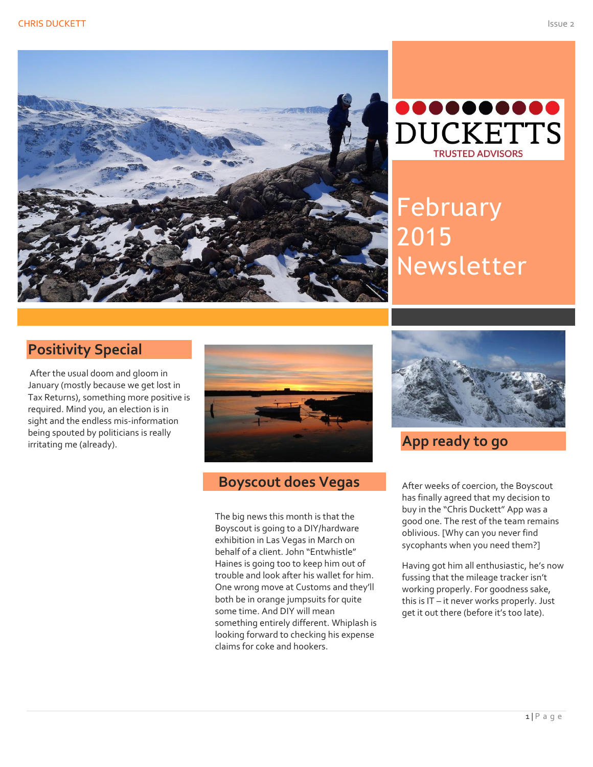DUCKETTS

TRUSTED ADVISORS

# February 2015 Newsletter

## Positivity Special

After the usual doom and gloom in January (mostly because we get lost in Tax Returns), something more positive is required. Mind you, an election is in sight and the endless mis-information being spouted by politicians is really irritating me (already).

## Boyscout does Vegas

The big news this month is that the Boyscout is going to a DIY/hardware exhibition in Las Vegas in March on behalf of a client. John "Entwhistle" Haines is going too to keep him out of trouble and look after his wallet for him. One wrong move at Customs and they'll both be in orange jumpsuits for quite some time. And DIY will mean something entirely different. Whiplash is looking forward to checking his expense claims for coke and hookers.

## App ready to go

After weeks of coercion, the Boyscout has finally agreed that my decision to buy in the "Chris Duckett" App was a good one. The rest of the team remains oblivious. [Why can you never find sycophants when you need them?]

Having got him all enthusiastic, he's now fussing that the mileage tracker isn't working properly. For goodness sake, this is IT – it never works properly. Just get it out there (before it's too late).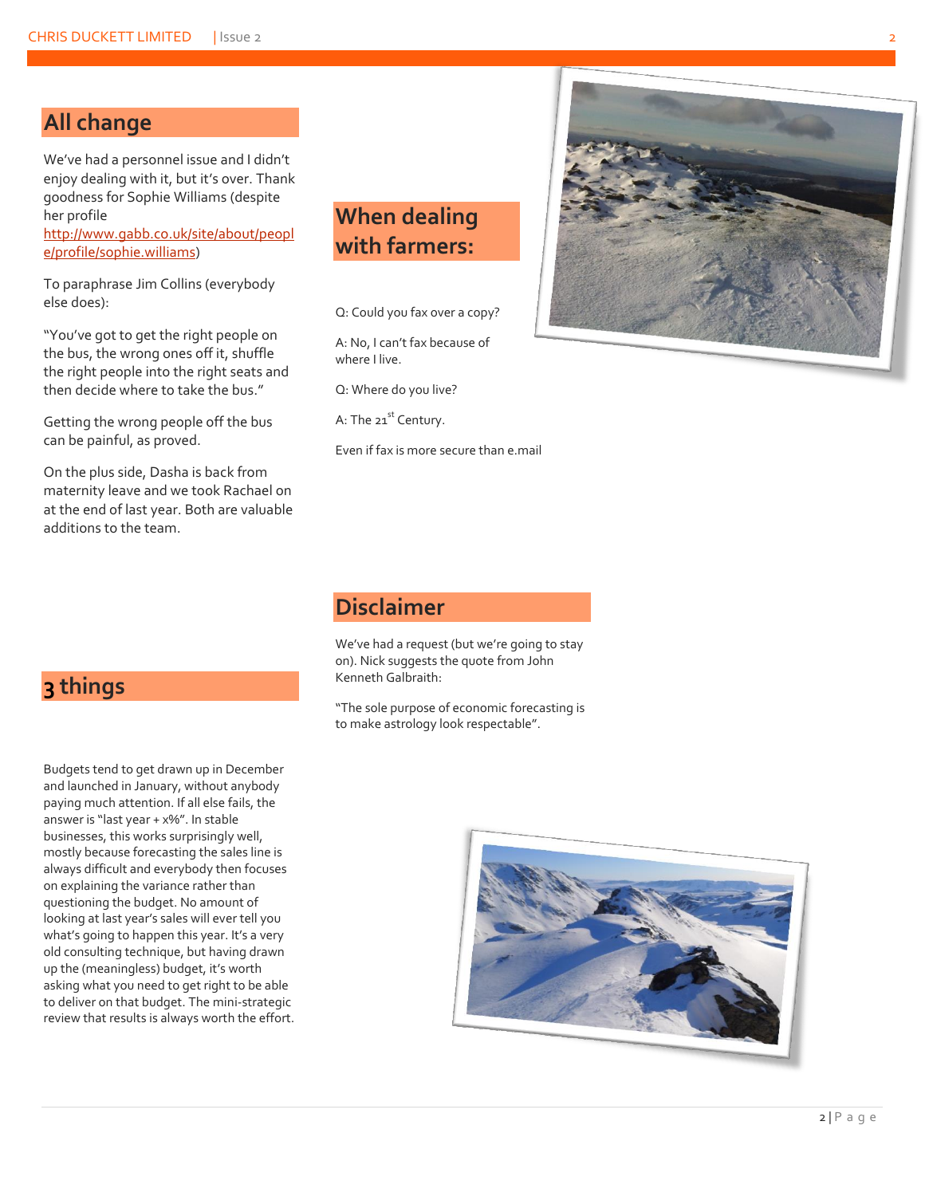## All change

We've had a personnel issue and I didn't enjoy dealing with it, but it's over. Thank goodness for Sophie Williams (despite her profile http://www.gabb.co.uk/site/about/people/profile/sophie.williams)

To paraphrase Jim Collins (everybody else does):

"You've got to get the right people on the bus, the wrong ones off it, shuffle the right people into the right seats and then decide where to take the bus."

Getting the wrong people off the bus can be painful, as proved.

On the plus side, Dasha is back from maternity leave and we took Rachael on at the end of last year. Both are valuable additions to the team.

## When dealing with farmers:

Q: Could you fax over a copy?

A: No, I can't fax because of where I live.

Q: Where do you live?

A: The 21st Century.

Even if fax is more secure than e.mail

## Disclaimer

We've had a request (but we're going to stay on). Nick suggests the quote from John Kenneth Galbraith:

"The sole purpose of economic forecasting is to make astrology look respectable".

## 3 things

Budgets tend to get drawn up in December and launched in January, without anybody paying much attention. If all else fails, the answer is "last year + x%". In stable businesses, this works surprisingly well, mostly because forecasting the sales line is always difficult and everybody then focuses on explaining the variance rather than questioning the budget. No amount of looking at last year's sales will ever tell you what's going to happen this year. It's a very old consulting technique, but having drawn up the (meaningless) budget, it's worth asking what you need to get right to be able to deliver on that budget. The mini-strategic review that results is always worth the effort.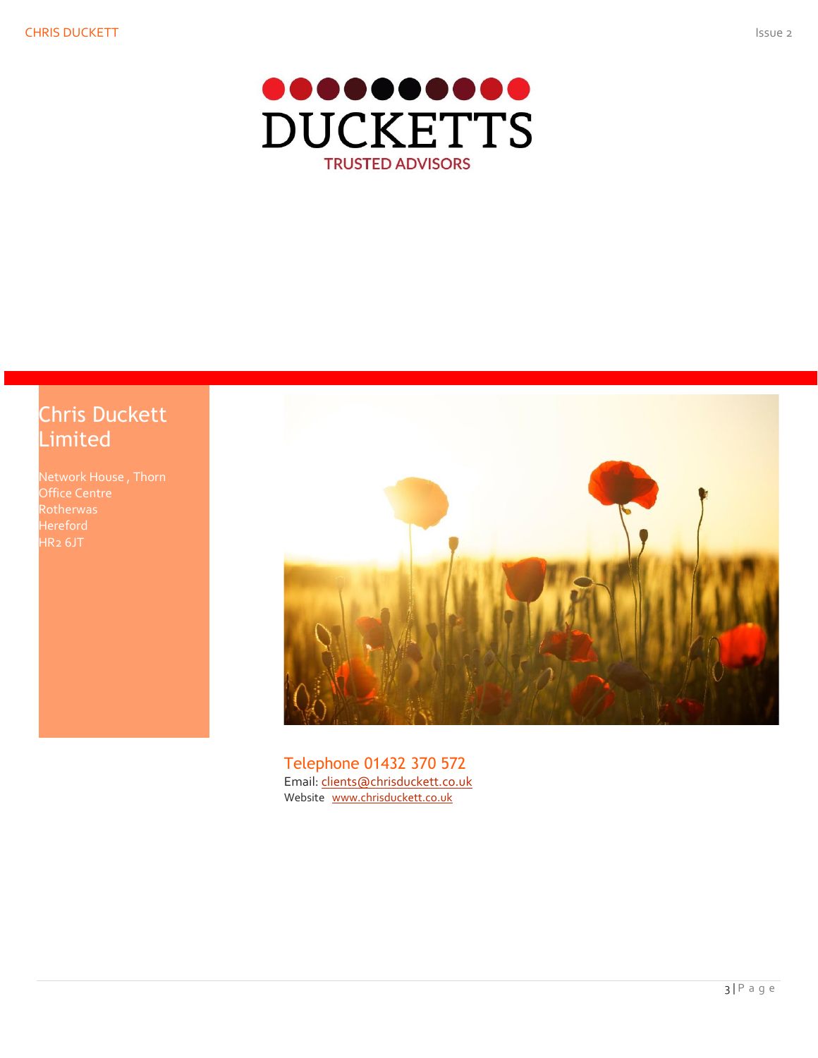DUCKETTS

TRUSTED ADVISORS

## Chris Duckett Limited

Network House , Thorn Office Centre
Rotherwas
Hereford
HR2 6JT

Telephone 01432 370 572
Email: clients@chrisduckett.co.uk
Website www.chrisduckett.co.uk